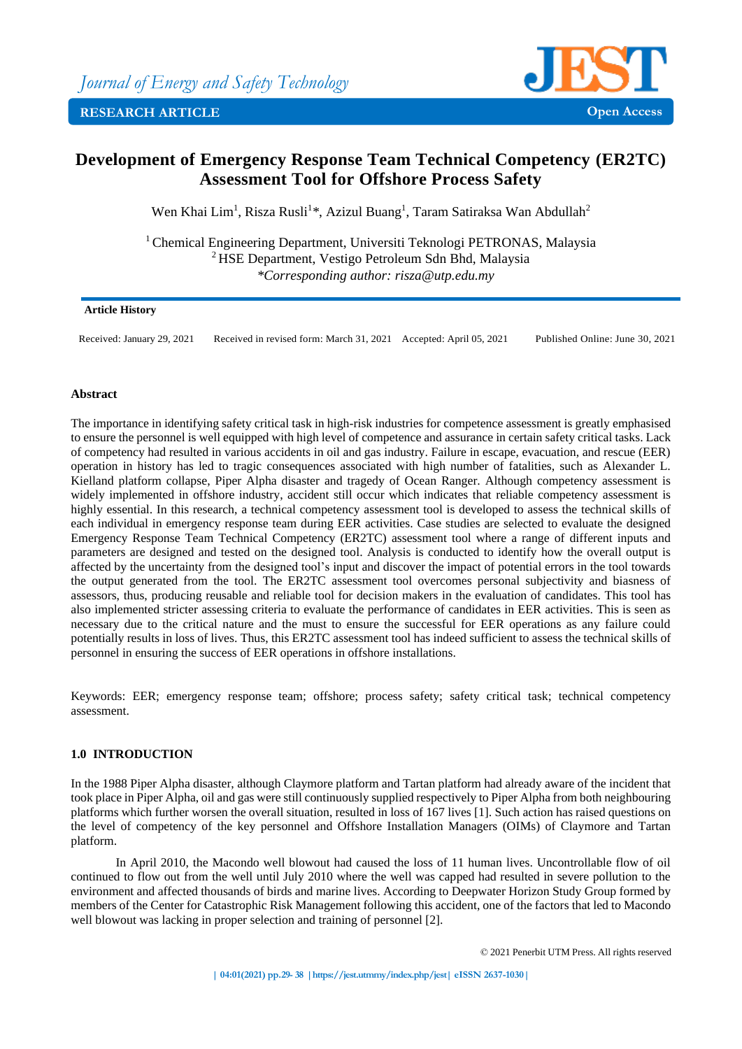# Development of Emergency Response Team Technical Competency (ER2TC) Assessment Tool for Offshore Process Safety

Wen Khai Lim[1], Risza Rusli[1]*, Azizul Buang[1], Taram Satiraksa Wan Abdullah[2]

[1] Chemical Engineering Department, Universiti Teknologi PETRONAS, Malaysia
[2] HSE Department, Vestigo Petroleum Sdn Bhd, Malaysia
*\*Corresponding author: risza@utp.edu.my*

**Article History**

Received: January 29, 2021 Received in revised form: March 31, 2021 Accepted: April 05, 2021 Published Online: June 30, 2021

## Abstract

The importance in identifying safety critical task in high-risk industries for competence assessment is greatly emphasised to ensure the personnel is well equipped with high level of competence and assurance in certain safety critical tasks. Lack of competency had resulted in various accidents in oil and gas industry. Failure in escape, evacuation, and rescue (EER) operation in history has led to tragic consequences associated with high number of fatalities, such as Alexander L. Kielland platform collapse, Piper Alpha disaster and tragedy of Ocean Ranger. Although competency assessment is widely implemented in offshore industry, accident still occur which indicates that reliable competency assessment is highly essential. In this research, a technical competency assessment tool is developed to assess the technical skills of each individual in emergency response team during EER activities. Case studies are selected to evaluate the designed Emergency Response Team Technical Competency (ER2TC) assessment tool where a range of different inputs and parameters are designed and tested on the designed tool. Analysis is conducted to identify how the overall output is affected by the uncertainty from the designed tool's input and discover the impact of potential errors in the tool towards the output generated from the tool. The ER2TC assessment tool overcomes personal subjectivity and biasness of assessors, thus, producing reusable and reliable tool for decision makers in the evaluation of candidates. This tool has also implemented stricter assessing criteria to evaluate the performance of candidates in EER activities. This is seen as necessary due to the critical nature and the must to ensure the successful for EER operations as any failure could potentially results in loss of lives. Thus, this ER2TC assessment tool has indeed sufficient to assess the technical skills of personnel in ensuring the success of EER operations in offshore installations.

Keywords: EER; emergency response team; offshore; process safety; safety critical task; technical competency assessment.

## 1.0 INTRODUCTION

In the 1988 Piper Alpha disaster, although Claymore platform and Tartan platform had already aware of the incident that took place in Piper Alpha, oil and gas were still continuously supplied respectively to Piper Alpha from both neighbouring platforms which further worsen the overall situation, resulted in loss of 167 lives [1]. Such action has raised questions on the level of competency of the key personnel and Offshore Installation Managers (OIMs) of Claymore and Tartan platform.

In April 2010, the Macondo well blowout had caused the loss of 11 human lives. Uncontrollable flow of oil continued to flow out from the well until July 2010 where the well was capped had resulted in severe pollution to the environment and affected thousands of birds and marine lives. According to Deepwater Horizon Study Group formed by members of the Center for Catastrophic Risk Management following this accident, one of the factors that led to Macondo well blowout was lacking in proper selection and training of personnel [2].

© 2021 Penerbit UTM Press. All rights reserved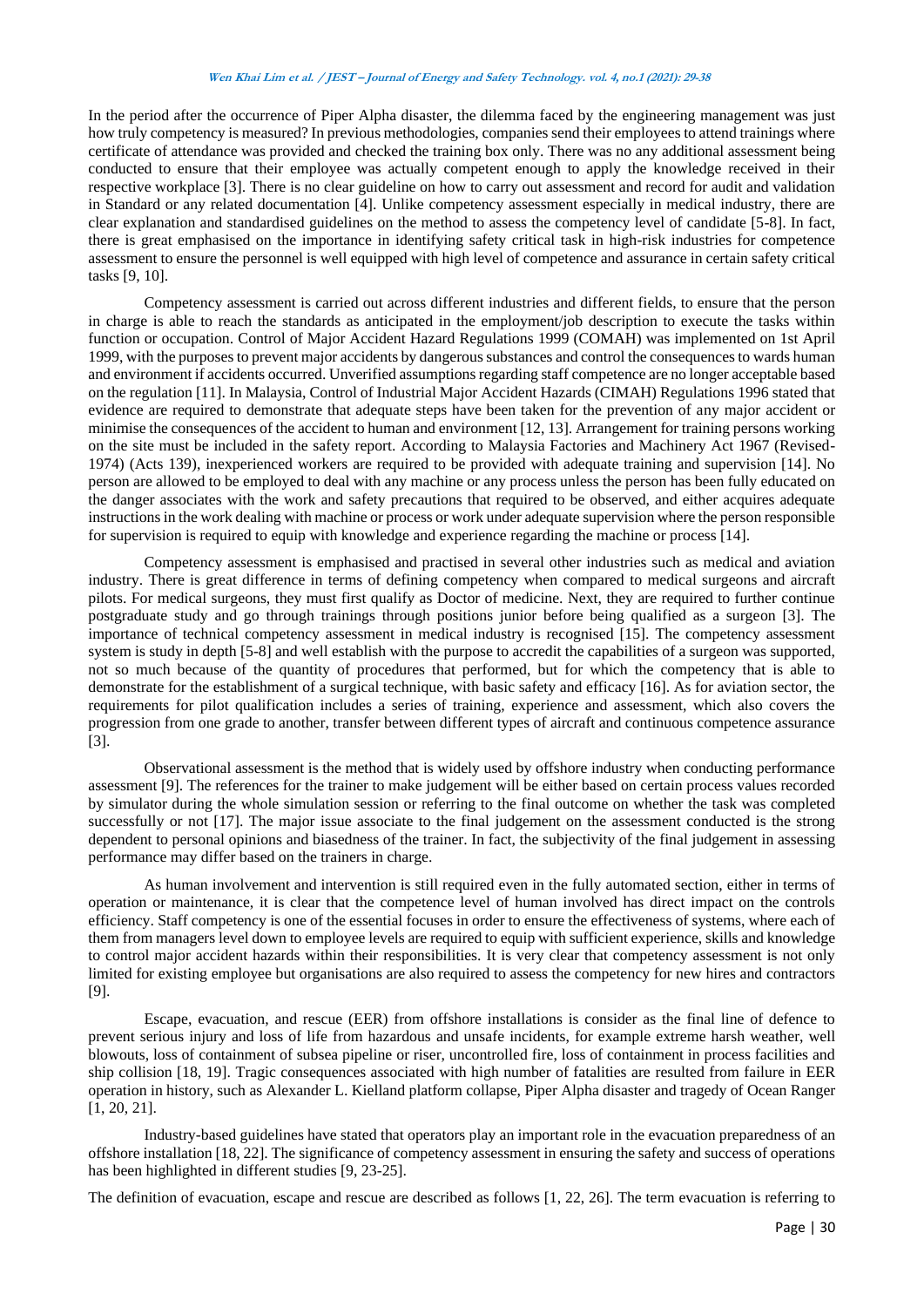In the period after the occurrence of Piper Alpha disaster, the dilemma faced by the engineering management was just how truly competency is measured? In previous methodologies, companies send their employees to attend trainings where certificate of attendance was provided and checked the training box only. There was no any additional assessment being conducted to ensure that their employee was actually competent enough to apply the knowledge received in their respective workplace [3]. There is no clear guideline on how to carry out assessment and record for audit and validation in Standard or any related documentation [4]. Unlike competency assessment especially in medical industry, there are clear explanation and standardised guidelines on the method to assess the competency level of candidate [5-8]. In fact, there is great emphasised on the importance in identifying safety critical task in high-risk industries for competence assessment to ensure the personnel is well equipped with high level of competence and assurance in certain safety critical tasks [9, 10].

Competency assessment is carried out across different industries and different fields, to ensure that the person in charge is able to reach the standards as anticipated in the employment/job description to execute the tasks within function or occupation. Control of Major Accident Hazard Regulations 1999 (COMAH) was implemented on 1st April 1999, with the purposes to prevent major accidents by dangerous substances and control the consequences to wards human and environment if accidents occurred. Unverified assumptions regarding staff competence are no longer acceptable based on the regulation [11]. In Malaysia, Control of Industrial Major Accident Hazards (CIMAH) Regulations 1996 stated that evidence are required to demonstrate that adequate steps have been taken for the prevention of any major accident or minimise the consequences of the accident to human and environment [12, 13]. Arrangement for training persons working on the site must be included in the safety report. According to Malaysia Factories and Machinery Act 1967 (Revised-1974) (Acts 139), inexperienced workers are required to be provided with adequate training and supervision [14]. No person are allowed to be employed to deal with any machine or any process unless the person has been fully educated on the danger associates with the work and safety precautions that required to be observed, and either acquires adequate instructions in the work dealing with machine or process or work under adequate supervision where the person responsible for supervision is required to equip with knowledge and experience regarding the machine or process [14].

Competency assessment is emphasised and practised in several other industries such as medical and aviation industry. There is great difference in terms of defining competency when compared to medical surgeons and aircraft pilots. For medical surgeons, they must first qualify as Doctor of medicine. Next, they are required to further continue postgraduate study and go through trainings through positions junior before being qualified as a surgeon [3]. The importance of technical competency assessment in medical industry is recognised [15]. The competency assessment system is study in depth [5-8] and well establish with the purpose to accredit the capabilities of a surgeon was supported, not so much because of the quantity of procedures that performed, but for which the competency that is able to demonstrate for the establishment of a surgical technique, with basic safety and efficacy [16]. As for aviation sector, the requirements for pilot qualification includes a series of training, experience and assessment, which also covers the progression from one grade to another, transfer between different types of aircraft and continuous competence assurance [3].

Observational assessment is the method that is widely used by offshore industry when conducting performance assessment [9]. The references for the trainer to make judgement will be either based on certain process values recorded by simulator during the whole simulation session or referring to the final outcome on whether the task was completed successfully or not [17]. The major issue associate to the final judgement on the assessment conducted is the strong dependent to personal opinions and biasedness of the trainer. In fact, the subjectivity of the final judgement in assessing performance may differ based on the trainers in charge.

As human involvement and intervention is still required even in the fully automated section, either in terms of operation or maintenance, it is clear that the competence level of human involved has direct impact on the controls efficiency. Staff competency is one of the essential focuses in order to ensure the effectiveness of systems, where each of them from managers level down to employee levels are required to equip with sufficient experience, skills and knowledge to control major accident hazards within their responsibilities. It is very clear that competency assessment is not only limited for existing employee but organisations are also required to assess the competency for new hires and contractors [9].

Escape, evacuation, and rescue (EER) from offshore installations is consider as the final line of defence to prevent serious injury and loss of life from hazardous and unsafe incidents, for example extreme harsh weather, well blowouts, loss of containment of subsea pipeline or riser, uncontrolled fire, loss of containment in process facilities and ship collision [18, 19]. Tragic consequences associated with high number of fatalities are resulted from failure in EER operation in history, such as Alexander L. Kielland platform collapse, Piper Alpha disaster and tragedy of Ocean Ranger [1, 20, 21].

Industry-based guidelines have stated that operators play an important role in the evacuation preparedness of an offshore installation [18, 22]. The significance of competency assessment in ensuring the safety and success of operations has been highlighted in different studies [9, 23-25].

The definition of evacuation, escape and rescue are described as follows [1, 22, 26]. The term evacuation is referring to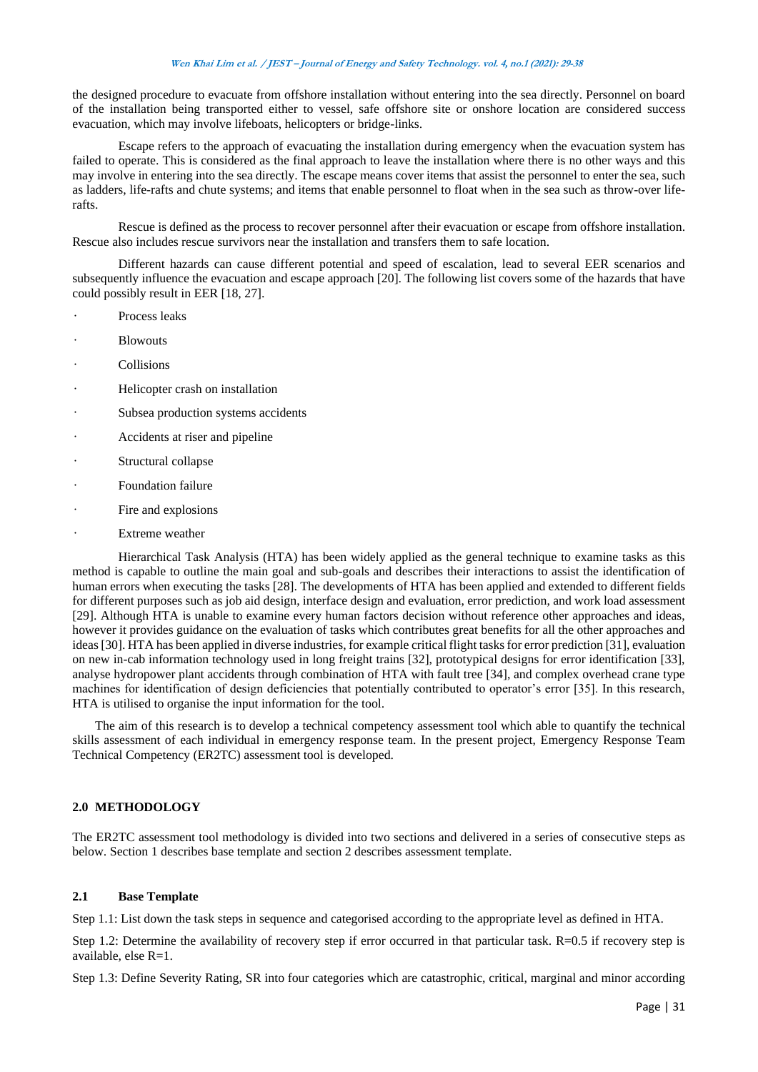the designed procedure to evacuate from offshore installation without entering into the sea directly. Personnel on board of the installation being transported either to vessel, safe offshore site or onshore location are considered success evacuation, which may involve lifeboats, helicopters or bridge-links.

Escape refers to the approach of evacuating the installation during emergency when the evacuation system has failed to operate. This is considered as the final approach to leave the installation where there is no other ways and this may involve in entering into the sea directly. The escape means cover items that assist the personnel to enter the sea, such as ladders, life-rafts and chute systems; and items that enable personnel to float when in the sea such as throw-over life-rafts.

Rescue is defined as the process to recover personnel after their evacuation or escape from offshore installation. Rescue also includes rescue survivors near the installation and transfers them to safe location.

Different hazards can cause different potential and speed of escalation, lead to several EER scenarios and subsequently influence the evacuation and escape approach [20]. The following list covers some of the hazards that have could possibly result in EER [18, 27].

- Process leaks
- Blowouts
- Collisions
- Helicopter crash on installation
- Subsea production systems accidents
- Accidents at riser and pipeline
- Structural collapse
- Foundation failure
- Fire and explosions
- Extreme weather

Hierarchical Task Analysis (HTA) has been widely applied as the general technique to examine tasks as this method is capable to outline the main goal and sub-goals and describes their interactions to assist the identification of human errors when executing the tasks [28]. The developments of HTA has been applied and extended to different fields for different purposes such as job aid design, interface design and evaluation, error prediction, and work load assessment [29]. Although HTA is unable to examine every human factors decision without reference other approaches and ideas, however it provides guidance on the evaluation of tasks which contributes great benefits for all the other approaches and ideas [30]. HTA has been applied in diverse industries, for example critical flight tasks for error prediction [31], evaluation on new in-cab information technology used in long freight trains [32], prototypical designs for error identification [33], analyse hydropower plant accidents through combination of HTA with fault tree [34], and complex overhead crane type machines for identification of design deficiencies that potentially contributed to operator's error [35]. In this research, HTA is utilised to organise the input information for the tool.

The aim of this research is to develop a technical competency assessment tool which able to quantify the technical skills assessment of each individual in emergency response team. In the present project, Emergency Response Team Technical Competency (ER2TC) assessment tool is developed.

## 2.0 METHODOLOGY

The ER2TC assessment tool methodology is divided into two sections and delivered in a series of consecutive steps as below. Section 1 describes base template and section 2 describes assessment template.

### 2.1 Base Template

Step 1.1: List down the task steps in sequence and categorised according to the appropriate level as defined in HTA.

Step 1.2: Determine the availability of recovery step if error occurred in that particular task. $R=0.5$ if recovery step is available, else $R=1$.

Step 1.3: Define Severity Rating, SR into four categories which are catastrophic, critical, marginal and minor according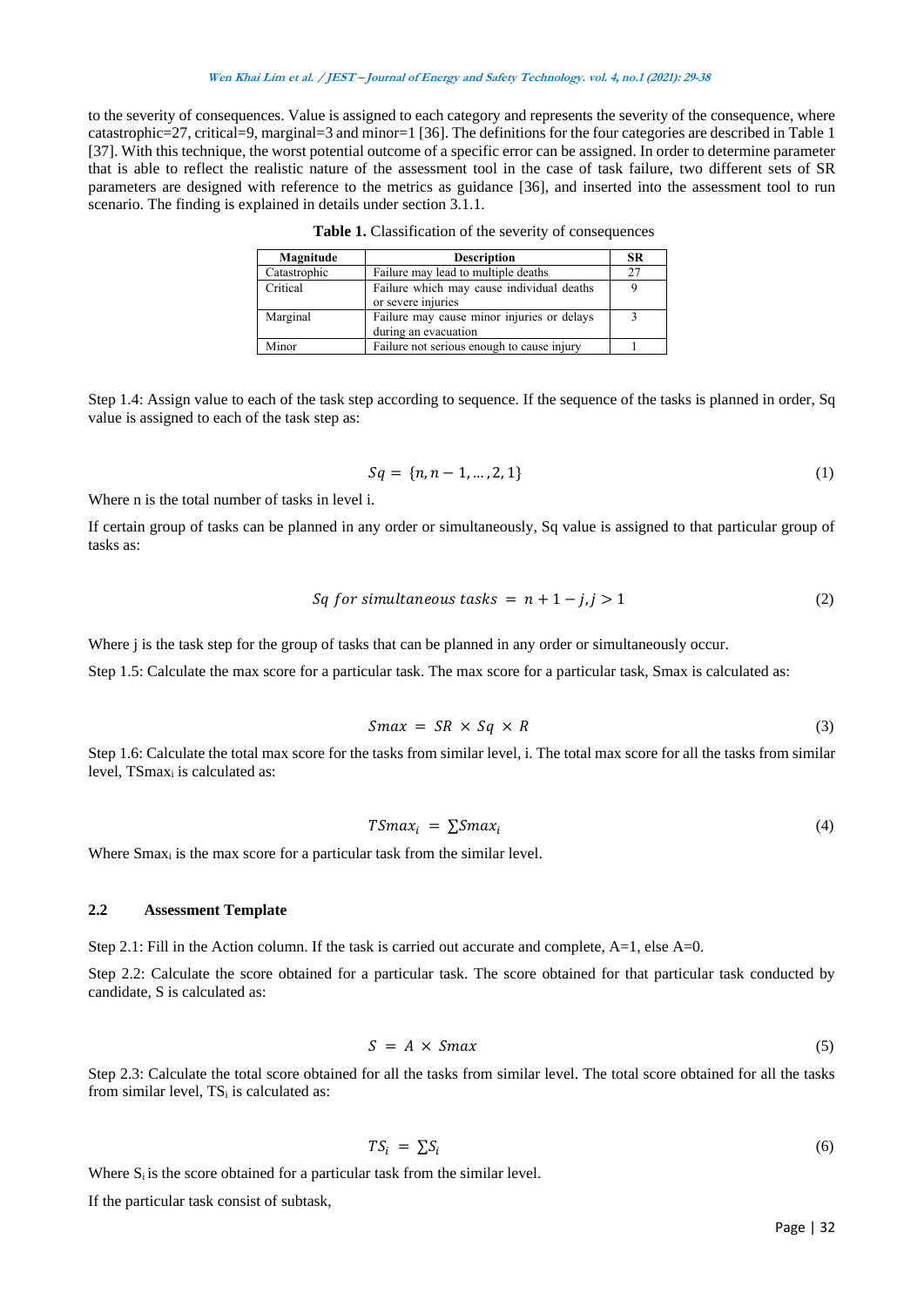to the severity of consequences. Value is assigned to each category and represents the severity of the consequence, where catastrophic=27, critical=9, marginal=3 and minor=1 [36]. The definitions for the four categories are described in Table 1 [37]. With this technique, the worst potential outcome of a specific error can be assigned. In order to determine parameter that is able to reflect the realistic nature of the assessment tool in the case of task failure, two different sets of SR parameters are designed with reference to the metrics as guidance [36], and inserted into the assessment tool to run scenario. The finding is explained in details under section 3.1.1.

**Table 1.** Classification of the severity of consequences

| Magnitude | Description | SR |
|---|---|---|
| Catastrophic | Failure may lead to multiple deaths | 27 |
| Critical | Failure which may cause individual deaths or severe injuries | 9 |
| Marginal | Failure may cause minor injuries or delays during an evacuation | 3 |
| Minor | Failure not serious enough to cause injury | 1 |

Step 1.4: Assign value to each of the task step according to sequence. If the sequence of the tasks is planned in order, Sq value is assigned to each of the task step as:

$$Sq = \{n, n-1, \ldots, 2, 1\} \tag{1}$$

Where n is the total number of tasks in level i.

If certain group of tasks can be planned in any order or simultaneously, Sq value is assigned to that particular group of tasks as:

$$Sq \text{ for simultaneous tasks} = n + 1 - j, j > 1 \tag{2}$$

Where j is the task step for the group of tasks that can be planned in any order or simultaneously occur.

Step 1.5: Calculate the max score for a particular task. The max score for a particular task, Smax is calculated as:

$$Smax = SR \times Sq \times R \tag{3}$$

Step 1.6: Calculate the total max score for the tasks from similar level, i. The total max score for all the tasks from similar level, $TSmax_i$ is calculated as:

$$TSmax_i = \sum Smax_i \tag{4}$$

Where $Smax_i$ is the max score for a particular task from the similar level.

### 2.2 Assessment Template

Step 2.1: Fill in the Action column. If the task is carried out accurate and complete, A=1, else A=0.

Step 2.2: Calculate the score obtained for a particular task. The score obtained for that particular task conducted by candidate, S is calculated as:

$$S = A \times Smax \tag{5}$$

Step 2.3: Calculate the total score obtained for all the tasks from similar level. The total score obtained for all the tasks from similar level, $TS_i$ is calculated as:

$$TS_i = \sum S_i \tag{6}$$

Where $S_i$ is the score obtained for a particular task from the similar level.

If the particular task consist of subtask,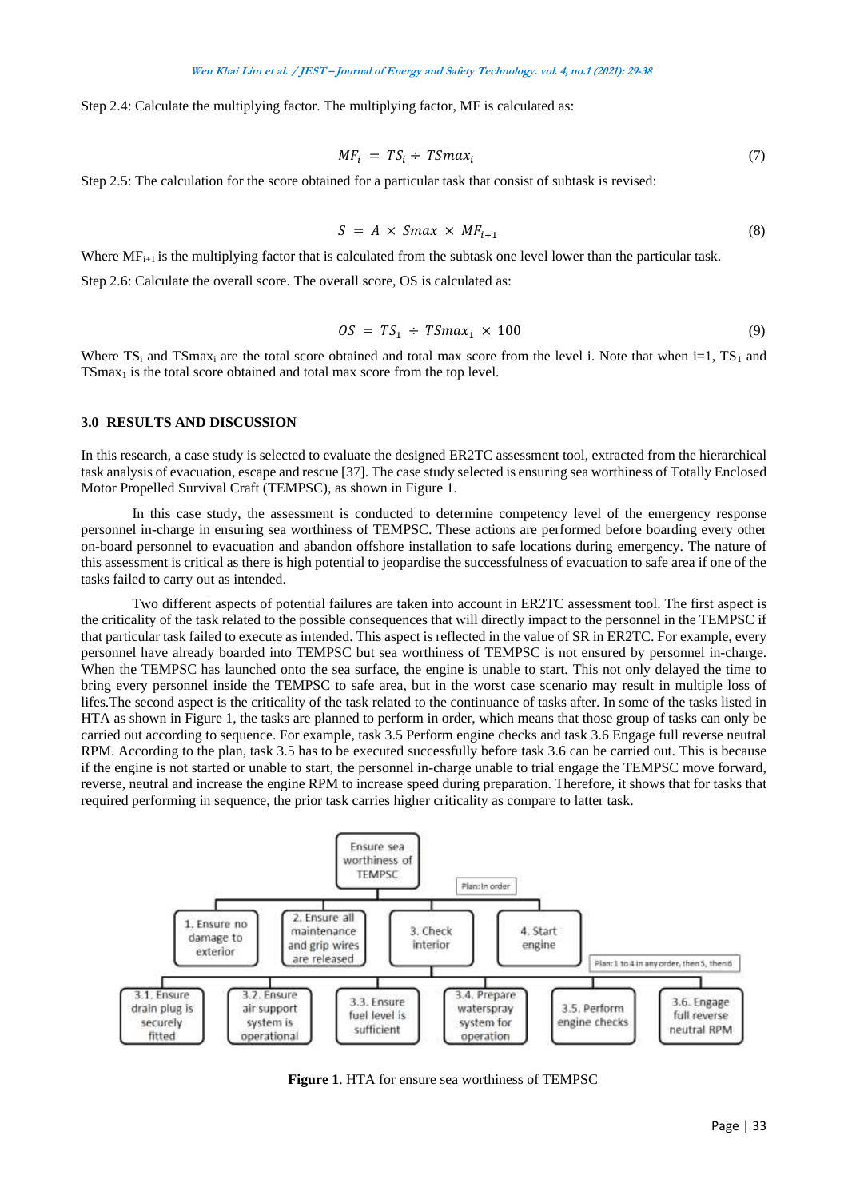Step 2.4: Calculate the multiplying factor. The multiplying factor, MF is calculated as:

$$MF_i = TS_i \div TSmax_i \tag{7}$$

Step 2.5: The calculation for the score obtained for a particular task that consist of subtask is revised:

$$S = A \times Smax \times MF_{i+1} \tag{8}$$

Where $MF_{i+1}$ is the multiplying factor that is calculated from the subtask one level lower than the particular task.

Step 2.6: Calculate the overall score. The overall score, OS is calculated as:

$$OS = TS_1 \div TSmax_1 \times 100 \tag{9}$$

Where $TS_i$ and $TSmax_i$ are the total score obtained and total max score from the level i. Note that when i=1, $TS_1$ and $TSmax_1$ is the total score obtained and total max score from the top level.

## 3.0 RESULTS AND DISCUSSION

In this research, a case study is selected to evaluate the designed ER2TC assessment tool, extracted from the hierarchical task analysis of evacuation, escape and rescue [37]. The case study selected is ensuring sea worthiness of Totally Enclosed Motor Propelled Survival Craft (TEMPSC), as shown in Figure 1.

In this case study, the assessment is conducted to determine competency level of the emergency response personnel in-charge in ensuring sea worthiness of TEMPSC. These actions are performed before boarding every other on-board personnel to evacuation and abandon offshore installation to safe locations during emergency. The nature of this assessment is critical as there is high potential to jeopardise the successfulness of evacuation to safe area if one of the tasks failed to carry out as intended.

Two different aspects of potential failures are taken into account in ER2TC assessment tool. The first aspect is the criticality of the task related to the possible consequences that will directly impact to the personnel in the TEMPSC if that particular task failed to execute as intended. This aspect is reflected in the value of SR in ER2TC. For example, every personnel have already boarded into TEMPSC but sea worthiness of TEMPSC is not ensured by personnel in-charge. When the TEMPSC has launched onto the sea surface, the engine is unable to start. This not only delayed the time to bring every personnel inside the TEMPSC to safe area, but in the worst case scenario may result in multiple loss of lifes.The second aspect is the criticality of the task related to the continuance of tasks after. In some of the tasks listed in HTA as shown in Figure 1, the tasks are planned to perform in order, which means that those group of tasks can only be carried out according to sequence. For example, task 3.5 Perform engine checks and task 3.6 Engage full reverse neutral RPM. According to the plan, task 3.5 has to be executed successfully before task 3.6 can be carried out. This is because if the engine is not started or unable to start, the personnel in-charge unable to trial engage the TEMPSC move forward, reverse, neutral and increase the engine RPM to increase speed during preparation. Therefore, it shows that for tasks that required performing in sequence, the prior task carries higher criticality as compare to latter task.

- Ensure sea worthiness of TEMPSC (Plan: In order)
  - 1. Ensure no damage to exterior
  - 2. Ensure all maintenance and grip wires are released
  - 3. Check interior (Plan: 1 to 4 in any order, then 5, then 6)
    - 3.1. Ensure drain plug is securely fitted
    - 3.2. Ensure air support system is operational
    - 3.3. Ensure fuel level is sufficient
    - 3.4. Prepare waterspray system for operation
    - 3.5. Perform engine checks
    - 3.6. Engage full reverse neutral RPM
  - 4. Start engine

**Figure 1**. HTA for ensure sea worthiness of TEMPSC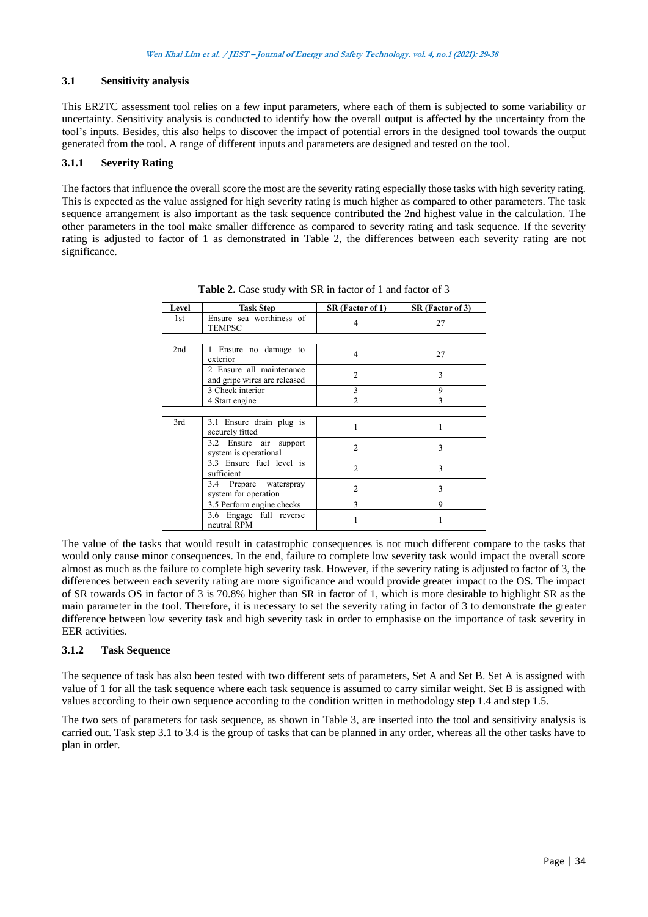### 3.1 Sensitivity analysis

This ER2TC assessment tool relies on a few input parameters, where each of them is subjected to some variability or uncertainty. Sensitivity analysis is conducted to identify how the overall output is affected by the uncertainty from the tool's inputs. Besides, this also helps to discover the impact of potential errors in the designed tool towards the output generated from the tool. A range of different inputs and parameters are designed and tested on the tool.

#### 3.1.1 Severity Rating

The factors that influence the overall score the most are the severity rating especially those tasks with high severity rating. This is expected as the value assigned for high severity rating is much higher as compared to other parameters. The task sequence arrangement is also important as the task sequence contributed the 2nd highest value in the calculation. The other parameters in the tool make smaller difference as compared to severity rating and task sequence. If the severity rating is adjusted to factor of 1 as demonstrated in Table 2, the differences between each severity rating are not significance.

**Table 2.** Case study with SR in factor of 1 and factor of 3

| Level | Task Step | SR (Factor of 1) | SR (Factor of 3) |
|---|---|---|---|
| 1st | Ensure sea worthiness of TEMPSC | 4 | 27 |
| 2nd | 1 Ensure no damage to exterior | 4 | 27 |
| | 2 Ensure all maintenance and gripe wires are released | 2 | 3 |
| | 3 Check interior | 3 | 9 |
| | 4 Start engine | 2 | 3 |
| 3rd | 3.1 Ensure drain plug is securely fitted | 1 | 1 |
| | 3.2 Ensure air support system is operational | 2 | 3 |
| | 3.3 Ensure fuel level is sufficient | 2 | 3 |
| | 3.4 Prepare waterspray system for operation | 2 | 3 |
| | 3.5 Perform engine checks | 3 | 9 |
| | 3.6 Engage full reverse neutral RPM | 1 | 1 |

The value of the tasks that would result in catastrophic consequences is not much different compare to the tasks that would only cause minor consequences. In the end, failure to complete low severity task would impact the overall score almost as much as the failure to complete high severity task. However, if the severity rating is adjusted to factor of 3, the differences between each severity rating are more significance and would provide greater impact to the OS. The impact of SR towards OS in factor of 3 is 70.8% higher than SR in factor of 1, which is more desirable to highlight SR as the main parameter in the tool. Therefore, it is necessary to set the severity rating in factor of 3 to demonstrate the greater difference between low severity task and high severity task in order to emphasise on the importance of task severity in EER activities.

#### 3.1.2 Task Sequence

The sequence of task has also been tested with two different sets of parameters, Set A and Set B. Set A is assigned with value of 1 for all the task sequence where each task sequence is assumed to carry similar weight. Set B is assigned with values according to their own sequence according to the condition written in methodology step 1.4 and step 1.5.

The two sets of parameters for task sequence, as shown in Table 3, are inserted into the tool and sensitivity analysis is carried out. Task step 3.1 to 3.4 is the group of tasks that can be planned in any order, whereas all the other tasks have to plan in order.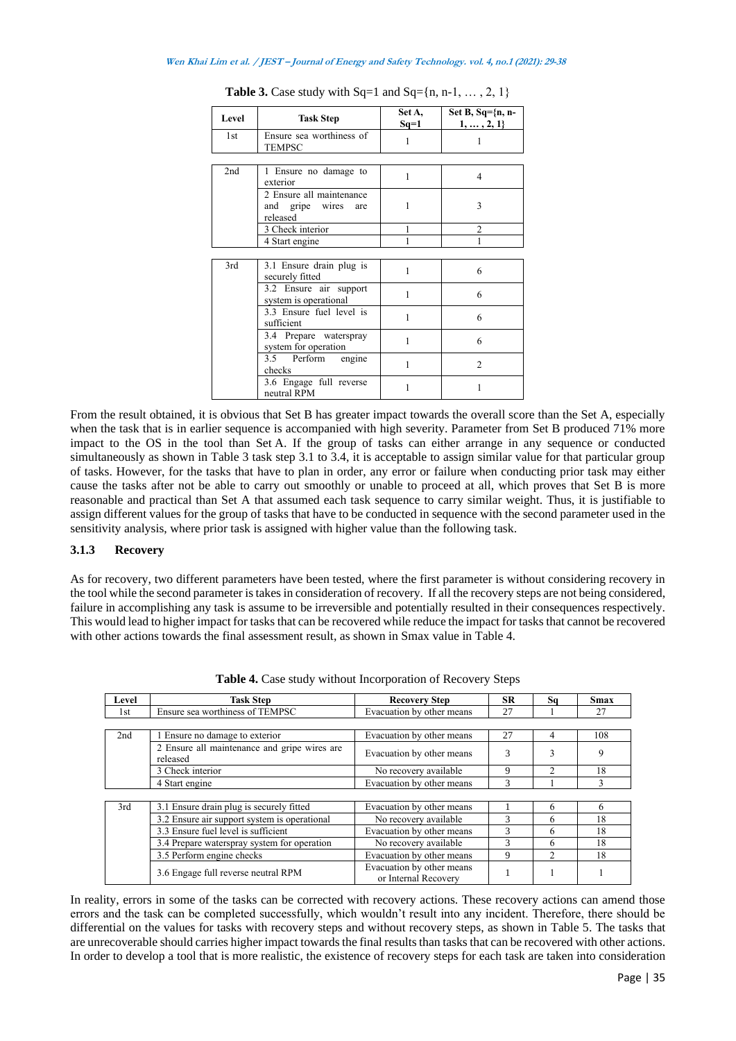**Table 3.** Case study with Sq=1 and Sq={n, n-1, … , 2, 1}

| Level | Task Step | Set A, Sq=1 | Set B, Sq={n, n-1, … , 2, 1} |
|---|---|---|---|
| 1st | Ensure sea worthiness of TEMPSC | 1 | 1 |
| 2nd | 1 Ensure no damage to exterior | 1 | 4 |
| | 2 Ensure all maintenance and gripe wires are released | 1 | 3 |
| | 3 Check interior | 1 | 2 |
| | 4 Start engine | 1 | 1 |
| 3rd | 3.1 Ensure drain plug is securely fitted | 1 | 6 |
| | 3.2 Ensure air support system is operational | 1 | 6 |
| | 3.3 Ensure fuel level is sufficient | 1 | 6 |
| | 3.4 Prepare waterspray system for operation | 1 | 6 |
| | 3.5 Perform engine checks | 1 | 2 |
| | 3.6 Engage full reverse neutral RPM | 1 | 1 |

From the result obtained, it is obvious that Set B has greater impact towards the overall score than the Set A, especially when the task that is in earlier sequence is accompanied with high severity. Parameter from Set B produced 71% more impact to the OS in the tool than Set A. If the group of tasks can either arrange in any sequence or conducted simultaneously as shown in Table 3 task step 3.1 to 3.4, it is acceptable to assign similar value for that particular group of tasks. However, for the tasks that have to plan in order, any error or failure when conducting prior task may either cause the tasks after not be able to carry out smoothly or unable to proceed at all, which proves that Set B is more reasonable and practical than Set A that assumed each task sequence to carry similar weight. Thus, it is justifiable to assign different values for the group of tasks that have to be conducted in sequence with the second parameter used in the sensitivity analysis, where prior task is assigned with higher value than the following task.

### 3.1.3 Recovery

As for recovery, two different parameters have been tested, where the first parameter is without considering recovery in the tool while the second parameter is takes in consideration of recovery. If all the recovery steps are not being considered, failure in accomplishing any task is assume to be irreversible and potentially resulted in their consequences respectively. This would lead to higher impact for tasks that can be recovered while reduce the impact for tasks that cannot be recovered with other actions towards the final assessment result, as shown in Smax value in Table 4.

**Table 4.** Case study without Incorporation of Recovery Steps

| Level | Task Step | Recovery Step | SR | Sq | Smax |
|---|---|---|---|---|---|
| 1st | Ensure sea worthiness of TEMPSC | Evacuation by other means | 27 | 1 | 27 |
| 2nd | 1 Ensure no damage to exterior | Evacuation by other means | 27 | 4 | 108 |
| | 2 Ensure all maintenance and gripe wires are released | Evacuation by other means | 3 | 3 | 9 |
| | 3 Check interior | No recovery available | 9 | 2 | 18 |
| | 4 Start engine | Evacuation by other means | 3 | 1 | 3 |
| 3rd | 3.1 Ensure drain plug is securely fitted | Evacuation by other means | 1 | 6 | 6 |
| | 3.2 Ensure air support system is operational | No recovery available | 3 | 6 | 18 |
| | 3.3 Ensure fuel level is sufficient | Evacuation by other means | 3 | 6 | 18 |
| | 3.4 Prepare waterspray system for operation | No recovery available | 3 | 6 | 18 |
| | 3.5 Perform engine checks | Evacuation by other means | 9 | 2 | 18 |
| | 3.6 Engage full reverse neutral RPM | Evacuation by other means or Internal Recovery | 1 | 1 | 1 |

In reality, errors in some of the tasks can be corrected with recovery actions. These recovery actions can amend those errors and the task can be completed successfully, which wouldn't result into any incident. Therefore, there should be differential on the values for tasks with recovery steps and without recovery steps, as shown in Table 5. The tasks that are unrecoverable should carries higher impact towards the final results than tasks that can be recovered with other actions. In order to develop a tool that is more realistic, the existence of recovery steps for each task are taken into consideration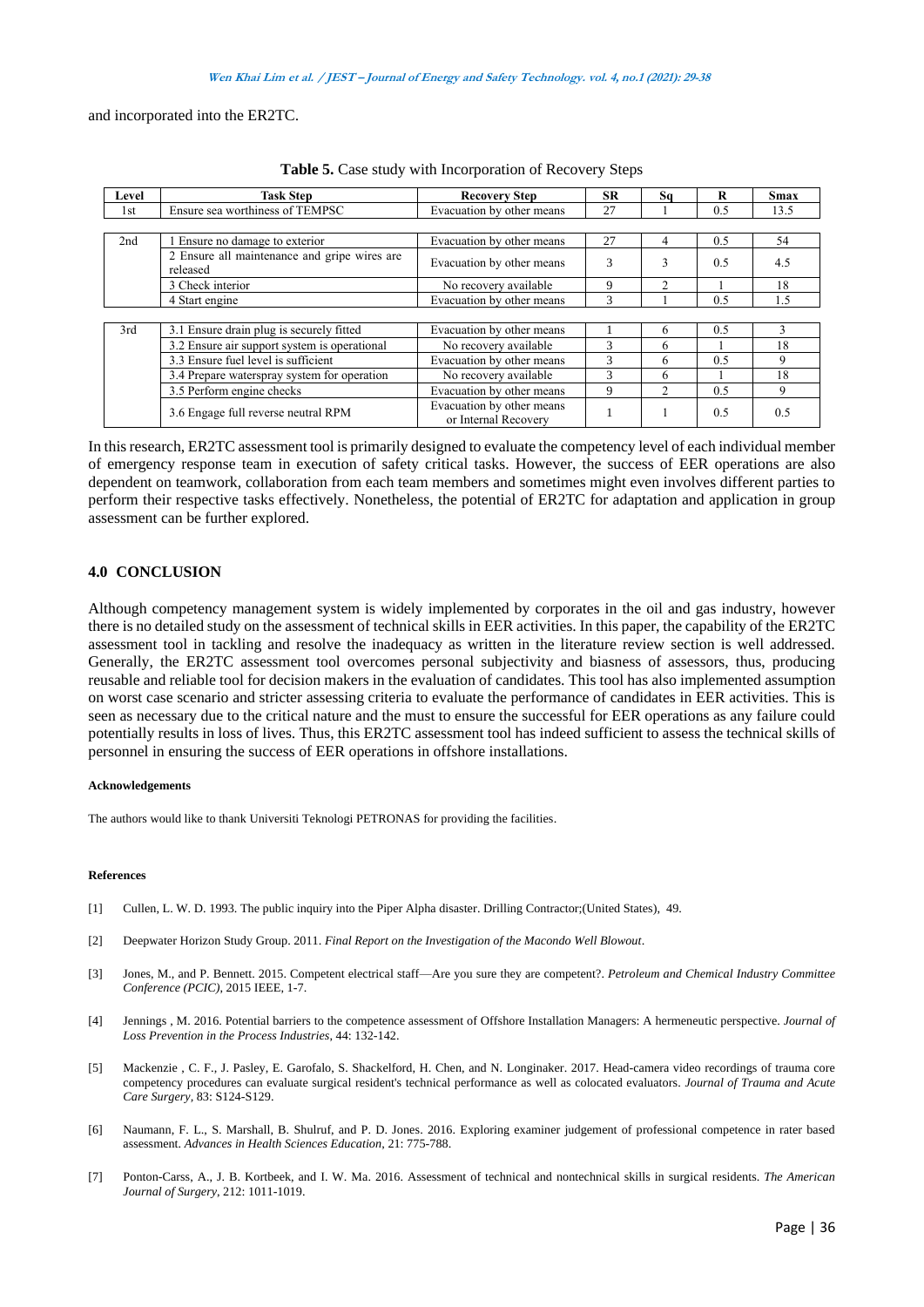and incorporated into the ER2TC.

**Table 5.** Case study with Incorporation of Recovery Steps

| Level | Task Step | Recovery Step | SR | Sq | R | Smax |
|---|---|---|---|---|---|---|
| 1st | Ensure sea worthiness of TEMPSC | Evacuation by other means | 27 | 1 | 0.5 | 13.5 |
| 2nd | 1 Ensure no damage to exterior | Evacuation by other means | 27 | 4 | 0.5 | 54 |
| | 2 Ensure all maintenance and gripe wires are released | Evacuation by other means | 3 | 3 | 0.5 | 4.5 |
| | 3 Check interior | No recovery available | 9 | 2 | 1 | 18 |
| | 4 Start engine | Evacuation by other means | 3 | 1 | 0.5 | 1.5 |
| 3rd | 3.1 Ensure drain plug is securely fitted | Evacuation by other means | 1 | 6 | 0.5 | 3 |
| | 3.2 Ensure air support system is operational | No recovery available | 3 | 6 | 1 | 18 |
| | 3.3 Ensure fuel level is sufficient | Evacuation by other means | 3 | 6 | 0.5 | 9 |
| | 3.4 Prepare waterspray system for operation | No recovery available | 3 | 6 | 1 | 18 |
| | 3.5 Perform engine checks | Evacuation by other means | 9 | 2 | 0.5 | 9 |
| | 3.6 Engage full reverse neutral RPM | Evacuation by other means or Internal Recovery | 1 | 1 | 0.5 | 0.5 |

In this research, ER2TC assessment tool is primarily designed to evaluate the competency level of each individual member of emergency response team in execution of safety critical tasks. However, the success of EER operations are also dependent on teamwork, collaboration from each team members and sometimes might even involves different parties to perform their respective tasks effectively. Nonetheless, the potential of ER2TC for adaptation and application in group assessment can be further explored.

## 4.0 CONCLUSION

Although competency management system is widely implemented by corporates in the oil and gas industry, however there is no detailed study on the assessment of technical skills in EER activities. In this paper, the capability of the ER2TC assessment tool in tackling and resolve the inadequacy as written in the literature review section is well addressed. Generally, the ER2TC assessment tool overcomes personal subjectivity and biasness of assessors, thus, producing reusable and reliable tool for decision makers in the evaluation of candidates. This tool has also implemented assumption on worst case scenario and stricter assessing criteria to evaluate the performance of candidates in EER activities. This is seen as necessary due to the critical nature and the must to ensure the successful for EER operations as any failure could potentially results in loss of lives. Thus, this ER2TC assessment tool has indeed sufficient to assess the technical skills of personnel in ensuring the success of EER operations in offshore installations.

#### Acknowledgements

The authors would like to thank Universiti Teknologi PETRONAS for providing the facilities.

#### References

[1] Cullen, L. W. D. 1993. The public inquiry into the Piper Alpha disaster. Drilling Contractor;(United States), 49.

[2] Deepwater Horizon Study Group. 2011. *Final Report on the Investigation of the Macondo Well Blowout*.

[3] Jones, M., and P. Bennett. 2015. Competent electrical staff—Are you sure they are competent?. *Petroleum and Chemical Industry Committee Conference (PCIC)*, 2015 IEEE, 1-7.

[4] Jennings , M. 2016. Potential barriers to the competence assessment of Offshore Installation Managers: A hermeneutic perspective. *Journal of Loss Prevention in the Process Industries*, 44: 132-142.

[5] Mackenzie , C. F., J. Pasley, E. Garofalo, S. Shackelford, H. Chen, and N. Longinaker. 2017. Head-camera video recordings of trauma core competency procedures can evaluate surgical resident's technical performance as well as colocated evaluators. *Journal of Trauma and Acute Care Surgery*, 83: S124-S129.

[6] Naumann, F. L., S. Marshall, B. Shulruf, and P. D. Jones. 2016. Exploring examiner judgement of professional competence in rater based assessment. *Advances in Health Sciences Education*, 21: 775-788.

[7] Ponton-Carss, A., J. B. Kortbeek, and I. W. Ma. 2016. Assessment of technical and nontechnical skills in surgical residents. *The American Journal of Surgery*, 212: 1011-1019.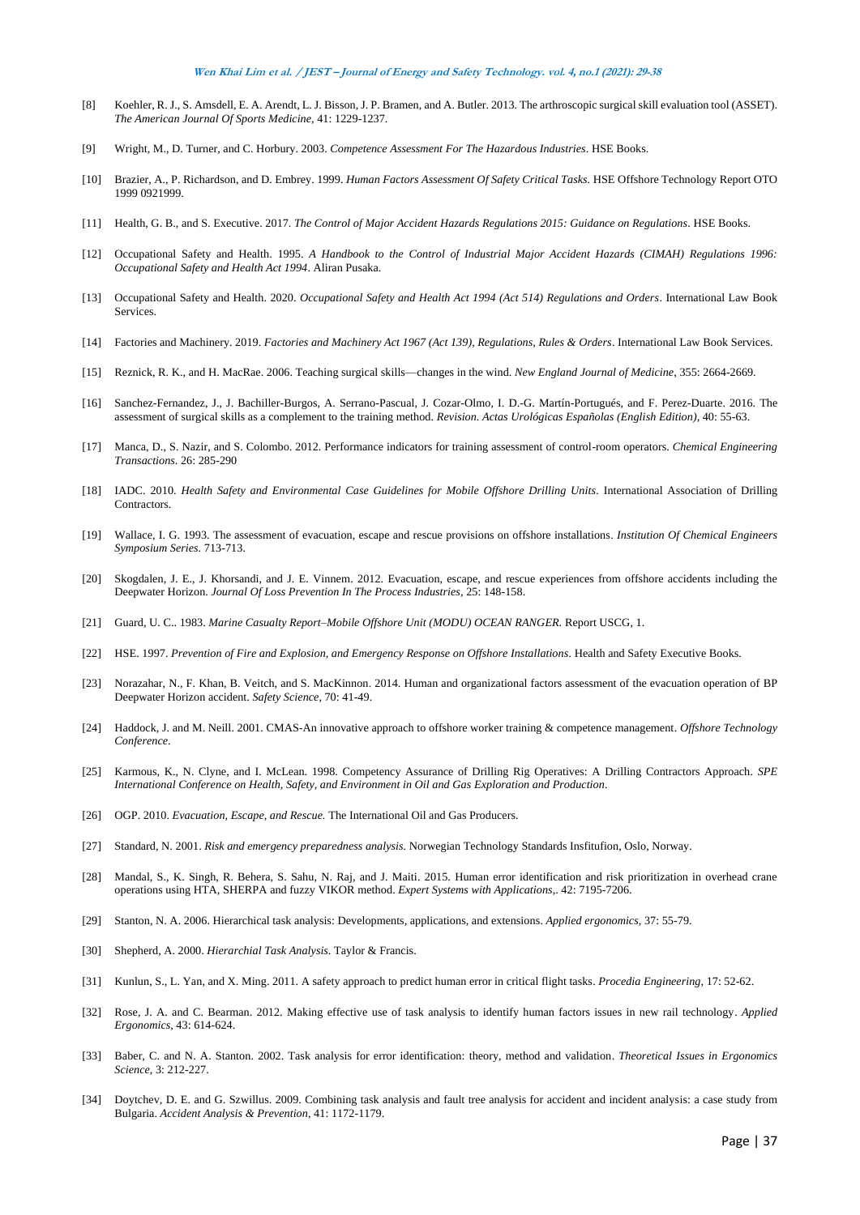[8] Koehler, R. J., S. Amsdell, E. A. Arendt, L. J. Bisson, J. P. Bramen, and A. Butler. 2013. The arthroscopic surgical skill evaluation tool (ASSET). *The American Journal Of Sports Medicine*, 41: 1229-1237.

[9] Wright, M., D. Turner, and C. Horbury. 2003. *Competence Assessment For The Hazardous Industries*. HSE Books.

[10] Brazier, A., P. Richardson, and D. Embrey. 1999. *Human Factors Assessment Of Safety Critical Tasks.* HSE Offshore Technology Report OTO 1999 0921999.

[11] Health, G. B., and S. Executive. 2017. *The Control of Major Accident Hazards Regulations 2015: Guidance on Regulations*. HSE Books.

[12] Occupational Safety and Health. 1995. *A Handbook to the Control of Industrial Major Accident Hazards (CIMAH) Regulations 1996: Occupational Safety and Health Act 1994*. Aliran Pusaka.

[13] Occupational Safety and Health. 2020. *Occupational Safety and Health Act 1994 (Act 514) Regulations and Orders*. International Law Book Services.

[14] Factories and Machinery. 2019. *Factories and Machinery Act 1967 (Act 139), Regulations, Rules & Orders*. International Law Book Services.

[15] Reznick, R. K., and H. MacRae. 2006. Teaching surgical skills—changes in the wind. *New England Journal of Medicine*, 355: 2664-2669.

[16] Sanchez-Fernandez, J., J. Bachiller-Burgos, A. Serrano-Pascual, J. Cozar-Olmo, I. D.-G. Martín-Portugués, and F. Perez-Duarte. 2016. The assessment of surgical skills as a complement to the training method. *Revision. Actas Urológicas Españolas (English Edition)*, 40: 55-63.

[17] Manca, D., S. Nazir, and S. Colombo. 2012. Performance indicators for training assessment of control-room operators. *Chemical Engineering Transactions*. 26: 285-290

[18] IADC. 2010. *Health Safety and Environmental Case Guidelines for Mobile Offshore Drilling Units*. International Association of Drilling Contractors.

[19] Wallace, I. G. 1993. The assessment of evacuation, escape and rescue provisions on offshore installations. *Institution Of Chemical Engineers Symposium Series*. 713-713.

[20] Skogdalen, J. E., J. Khorsandi, and J. E. Vinnem. 2012. Evacuation, escape, and rescue experiences from offshore accidents including the Deepwater Horizon. *Journal Of Loss Prevention In The Process Industries*, 25: 148-158.

[21] Guard, U. C.. 1983. *Marine Casualty Report–Mobile Offshore Unit (MODU) OCEAN RANGER.* Report USCG, 1.

[22] HSE. 1997. *Prevention of Fire and Explosion, and Emergency Response on Offshore Installations*. Health and Safety Executive Books.

[23] Norazahar, N., F. Khan, B. Veitch, and S. MacKinnon. 2014. Human and organizational factors assessment of the evacuation operation of BP Deepwater Horizon accident. *Safety Science*, 70: 41-49.

[24] Haddock, J. and M. Neill. 2001. CMAS-An innovative approach to offshore worker training & competence management. *Offshore Technology Conference*.

[25] Karmous, K., N. Clyne, and I. McLean. 1998. Competency Assurance of Drilling Rig Operatives: A Drilling Contractors Approach. *SPE International Conference on Health, Safety, and Environment in Oil and Gas Exploration and Production*.

[26] OGP. 2010. *Evacuation, Escape, and Rescue.* The International Oil and Gas Producers.

[27] Standard, N. 2001. *Risk and emergency preparedness analysis.* Norwegian Technology Standards Insfitufion, Oslo, Norway.

[28] Mandal, S., K. Singh, R. Behera, S. Sahu, N. Raj, and J. Maiti. 2015. Human error identification and risk prioritization in overhead crane operations using HTA, SHERPA and fuzzy VIKOR method. *Expert Systems with Applications,*. 42: 7195-7206.

[29] Stanton, N. A. 2006. Hierarchical task analysis: Developments, applications, and extensions. *Applied ergonomics*, 37: 55-79.

[30] Shepherd, A. 2000. *Hierarchial Task Analysis.* Taylor & Francis.

[31] Kunlun, S., L. Yan, and X. Ming. 2011. A safety approach to predict human error in critical flight tasks. *Procedia Engineering*, 17: 52-62.

[32] Rose, J. A. and C. Bearman. 2012. Making effective use of task analysis to identify human factors issues in new rail technology. *Applied Ergonomics*, 43: 614-624.

[33] Baber, C. and N. A. Stanton. 2002. Task analysis for error identification: theory, method and validation. *Theoretical Issues in Ergonomics Science*, 3: 212-227.

[34] Doytchev, D. E. and G. Szwillus. 2009. Combining task analysis and fault tree analysis for accident and incident analysis: a case study from Bulgaria. *Accident Analysis & Prevention*, 41: 1172-1179.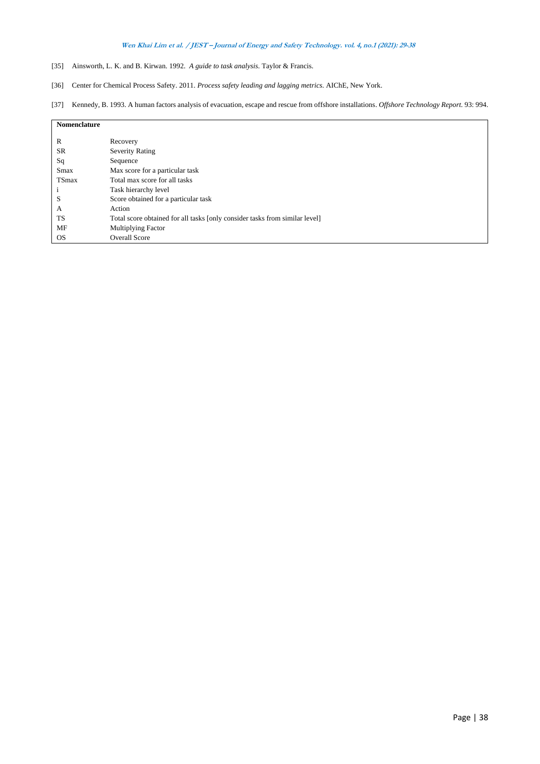[35] Ainsworth, L. K. and B. Kirwan. 1992. *A guide to task analysis.* Taylor & Francis.

[36] Center for Chemical Process Safety. 2011. *Process safety leading and lagging metrics.* AIChE, New York.

[37] Kennedy, B. 1993. A human factors analysis of evacuation, escape and rescue from offshore installations. *Offshore Technology Report.* 93: 994.

**Nomenclature**

| | |
|---|---|
| R | Recovery |
| SR | Severity Rating |
| Sq | Sequence |
| Smax | Max score for a particular task |
| TSmax | Total max score for all tasks |
| i | Task hierarchy level |
| S | Score obtained for a particular task |
| A | Action |
| TS | Total score obtained for all tasks [only consider tasks from similar level] |
| MF | Multiplying Factor |
| OS | Overall Score |